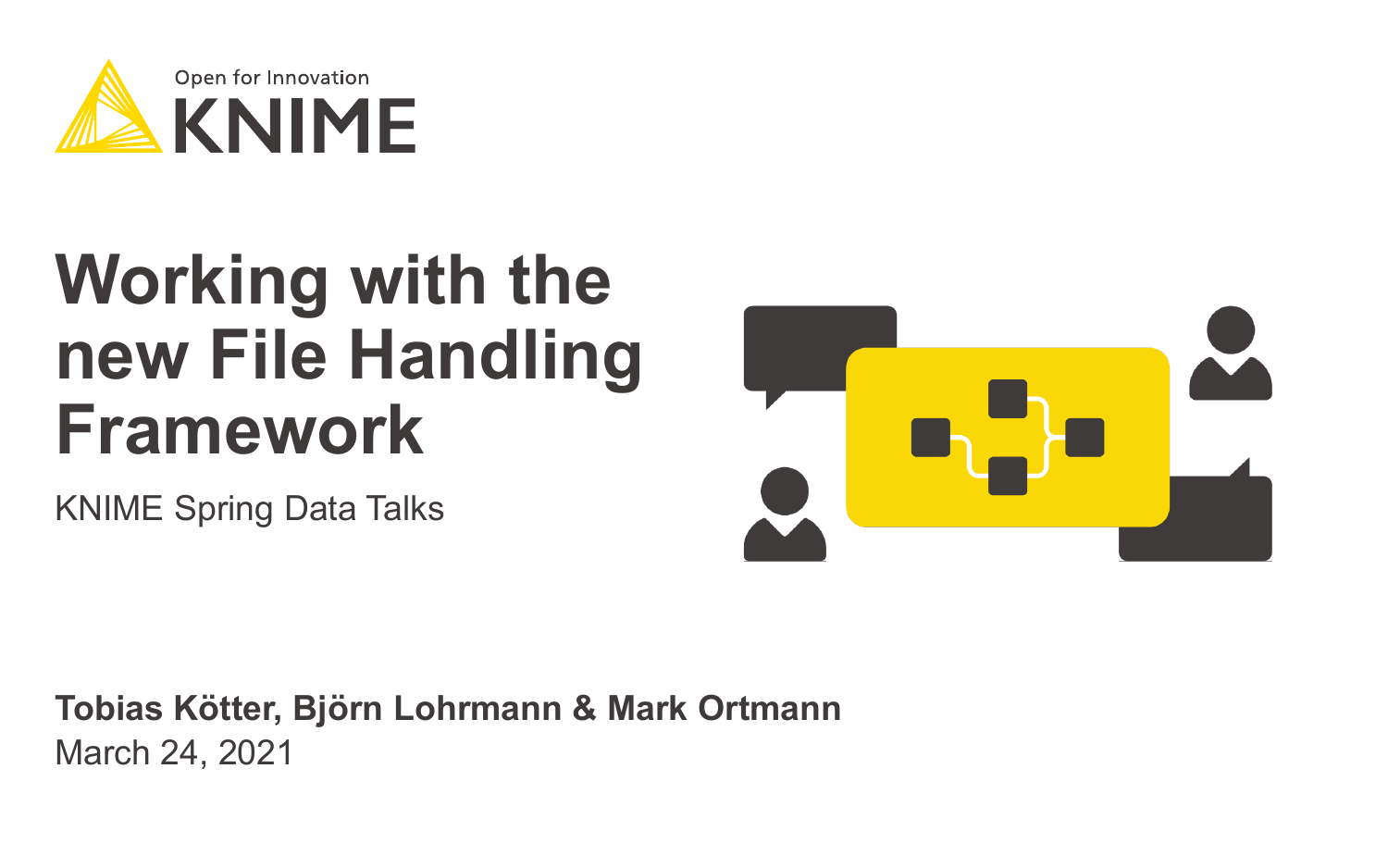Open for Innovation

KNIME

# Working with the new File Handling Framework

KNIME Spring Data Talks

**Tobias Kötter, Björn Lohrmann & Mark Ortmann**

March 24, 2021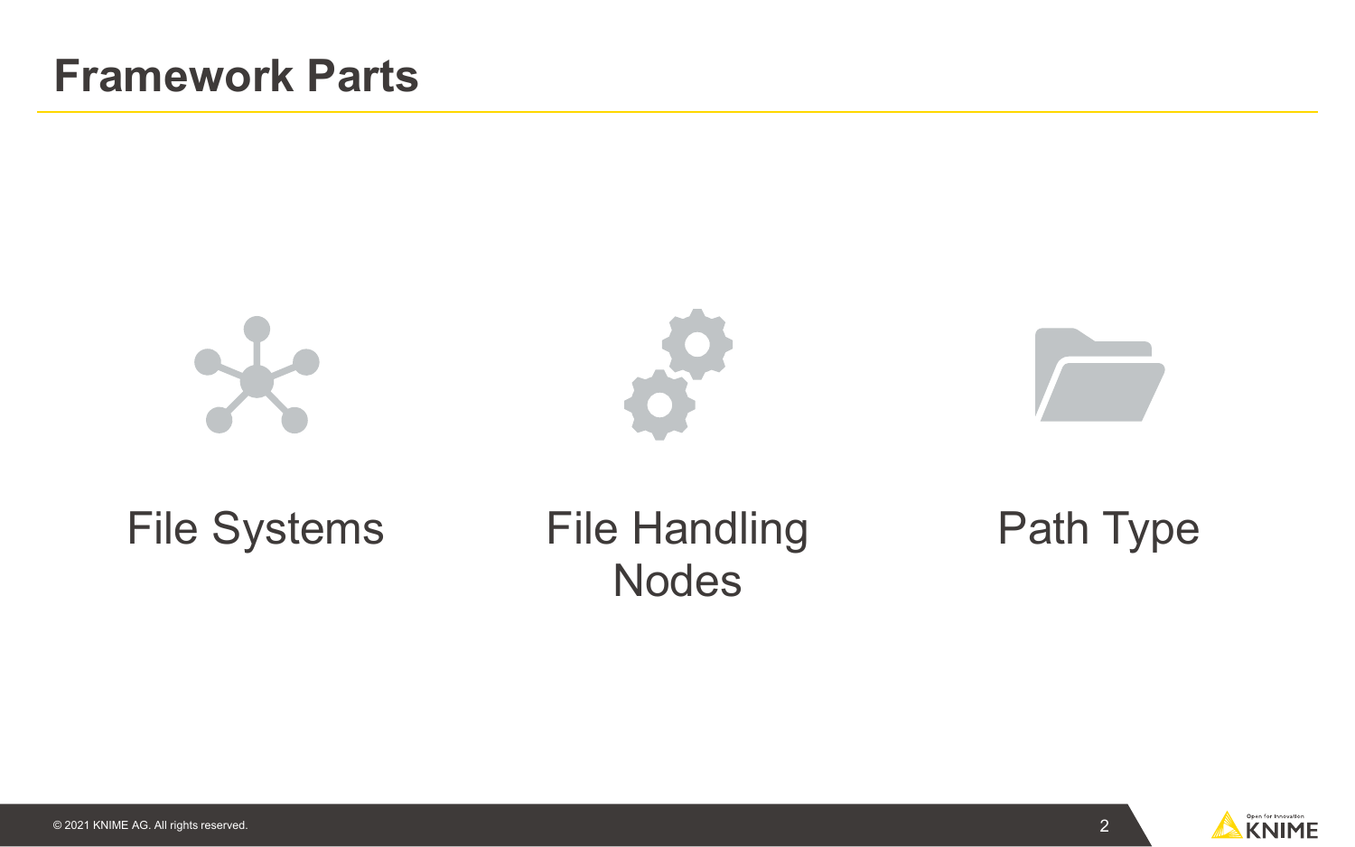# Framework Parts

- File Systems
- File Handling Nodes
- Path Type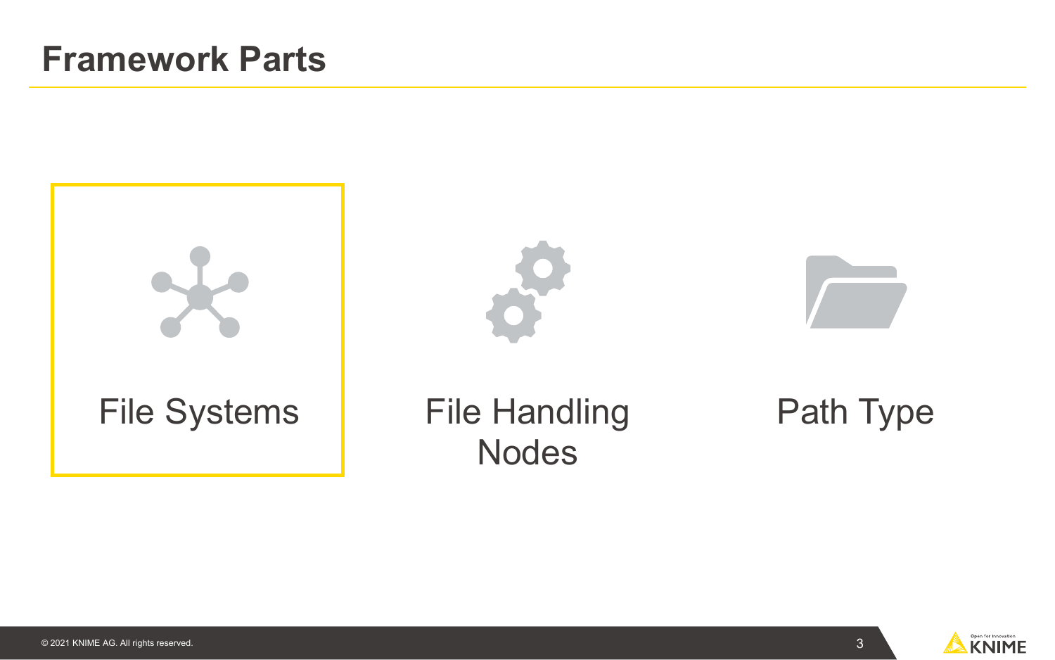# Framework Parts

- File Systems
- File Handling Nodes
- Path Type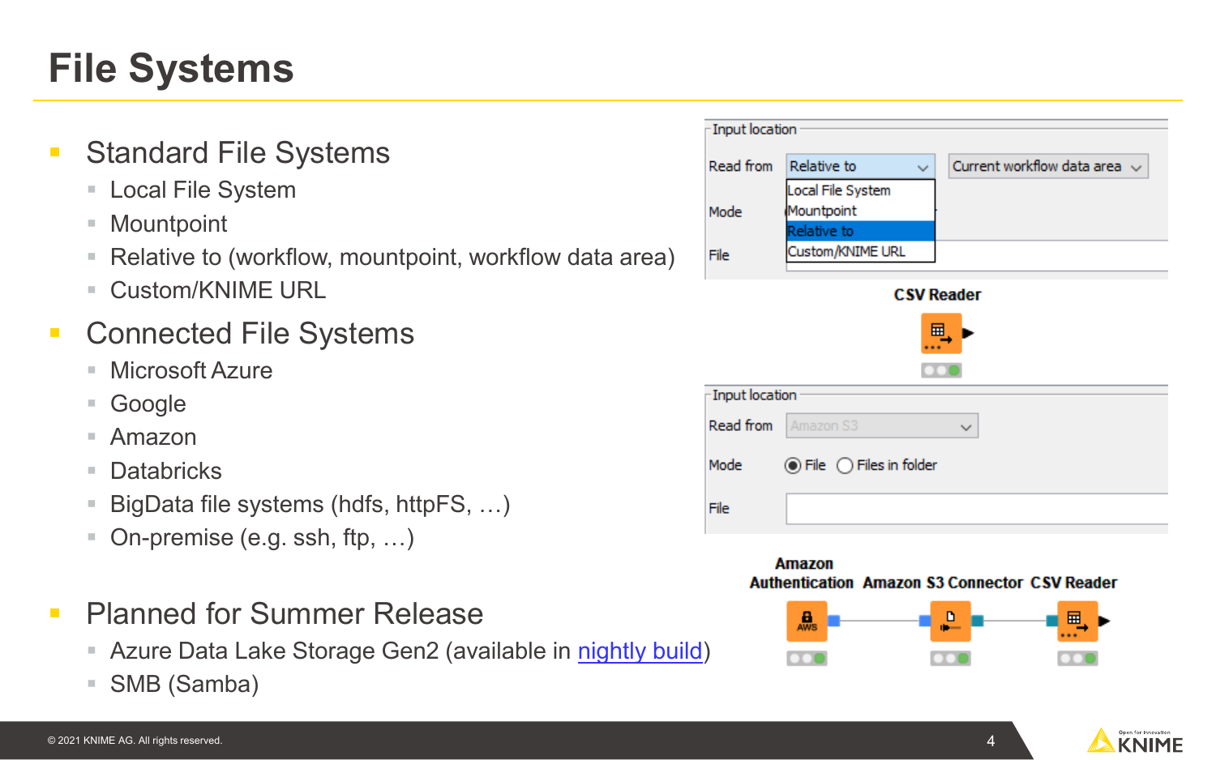# File Systems

- Standard File Systems
  - Local File System
  - Mountpoint
  - Relative to (workflow, mountpoint, workflow data area)
  - Custom/KNIME URL
- Connected File Systems
  - Microsoft Azure
  - Google
  - Amazon
  - Databricks
  - BigData file systems (hdfs, httpFS, …)
  - On-premise (e.g. ssh, ftp, …)
- Planned for Summer Release
  - Azure Data Lake Storage Gen2 (available in nightly build)
  - SMB (Samba)

Input location

Read from: Relative to | Current workflow data area

Local File System / Mountpoint / Relative to / Custom/KNIME URL

Mode

File

CSV Reader

Input location

Read from: Amazon S3

Mode: File / Files in folder

File

Amazon Authentication → Amazon S3 Connector → CSV Reader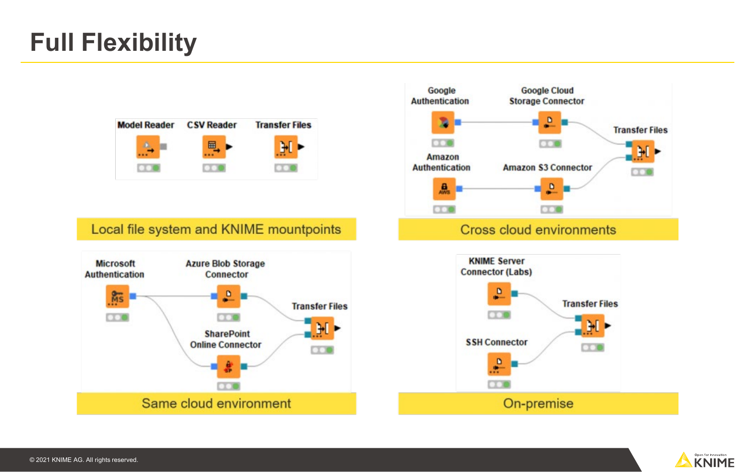# Full Flexibility

Model Reader · CSV Reader · Transfer Files

**Local file system and KNIME mountpoints**

Google Authentication · Google Cloud Storage Connector · Amazon Authentication · Amazon S3 Connector · Transfer Files

**Cross cloud environments**

Microsoft Authentication · Azure Blob Storage Connector · SharePoint Online Connector · Transfer Files

**Same cloud environment**

KNIME Server Connector (Labs) · SSH Connector · Transfer Files

**On-premise**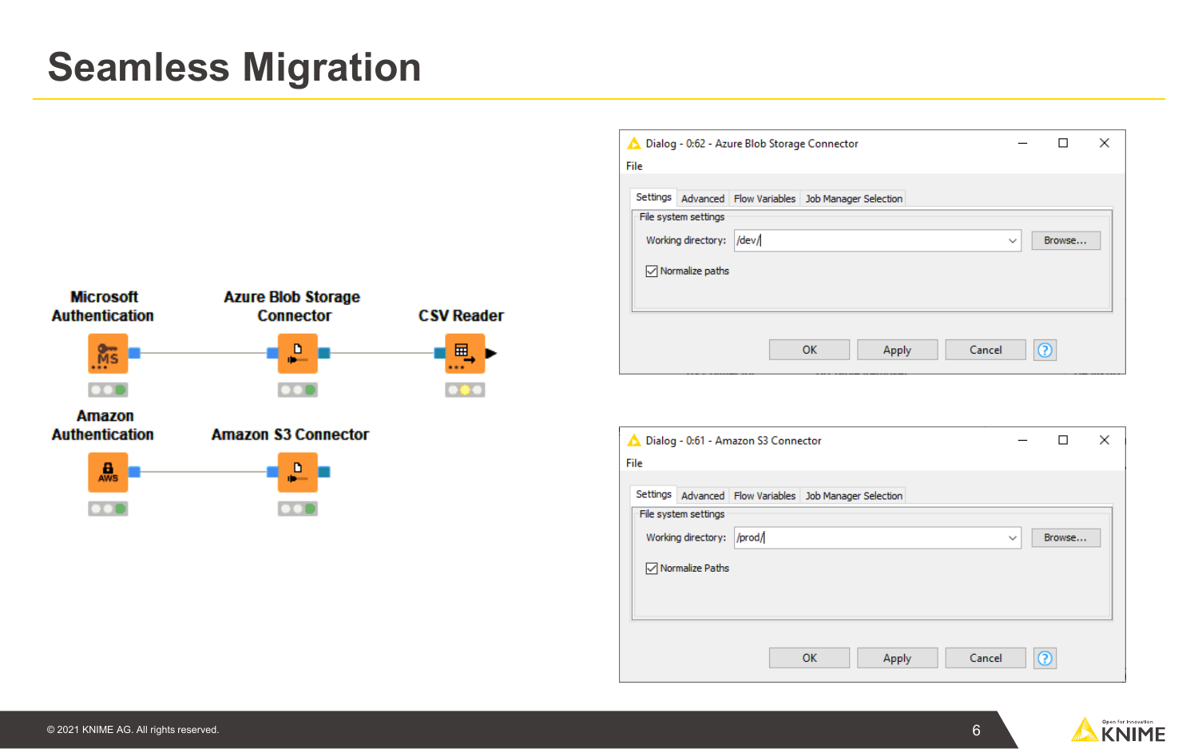# Seamless Migration

Microsoft Authentication

Azure Blob Storage Connector

CSV Reader

Amazon Authentication

Amazon S3 Connector

Dialog - 0:62 - Azure Blob Storage Connector

File

Settings | Advanced | Flow Variables | Job Manager Selection

File system settings

Working directory: /dev/

Browse...

☑ Normalize paths

OK | Apply | Cancel

Dialog - 0:61 - Amazon S3 Connector

File

Settings | Advanced | Flow Variables | Job Manager Selection

File system settings

Working directory: /prod/

Browse...

☑ Normalize Paths

OK | Apply | Cancel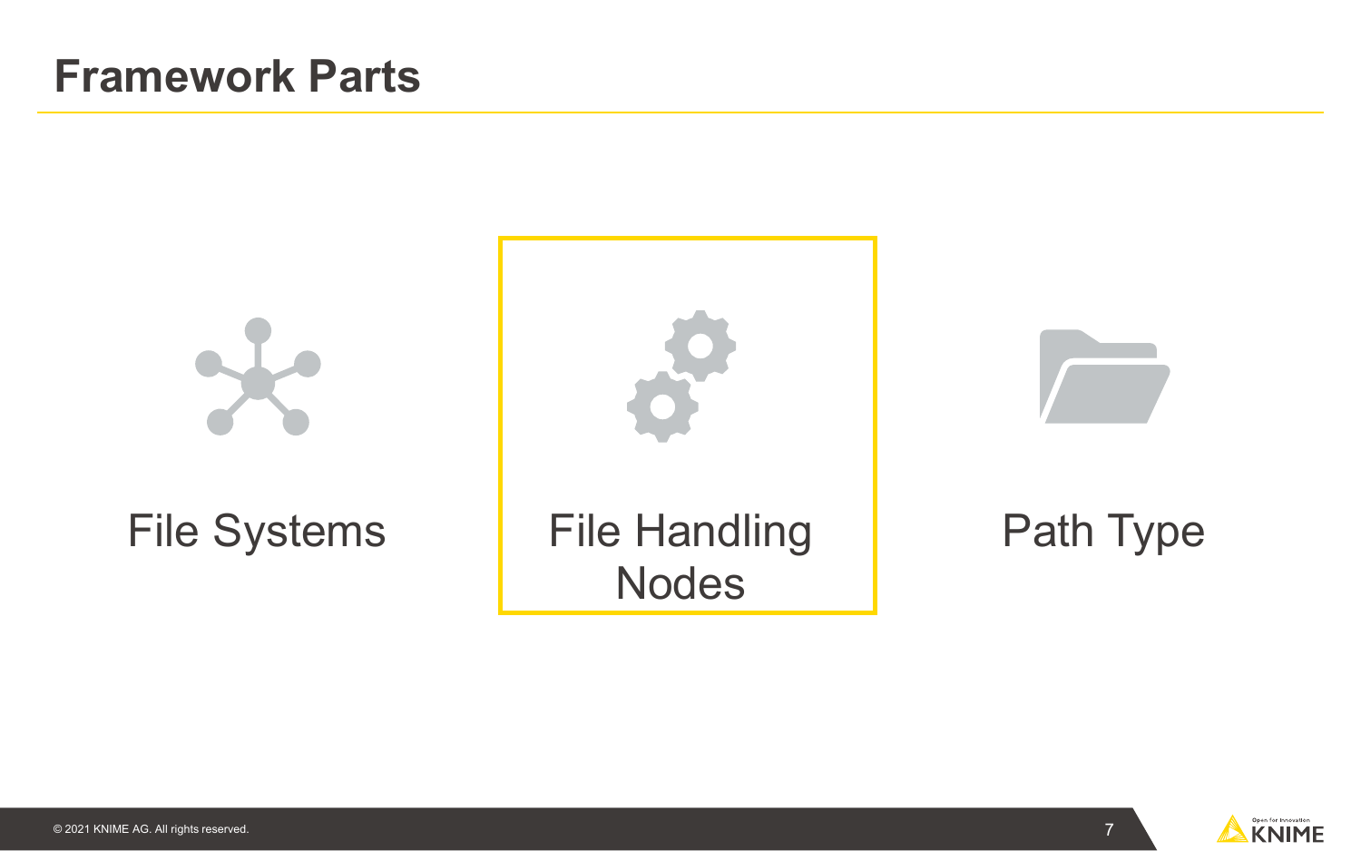# Framework Parts

File Systems

**File Handling Nodes**

Path Type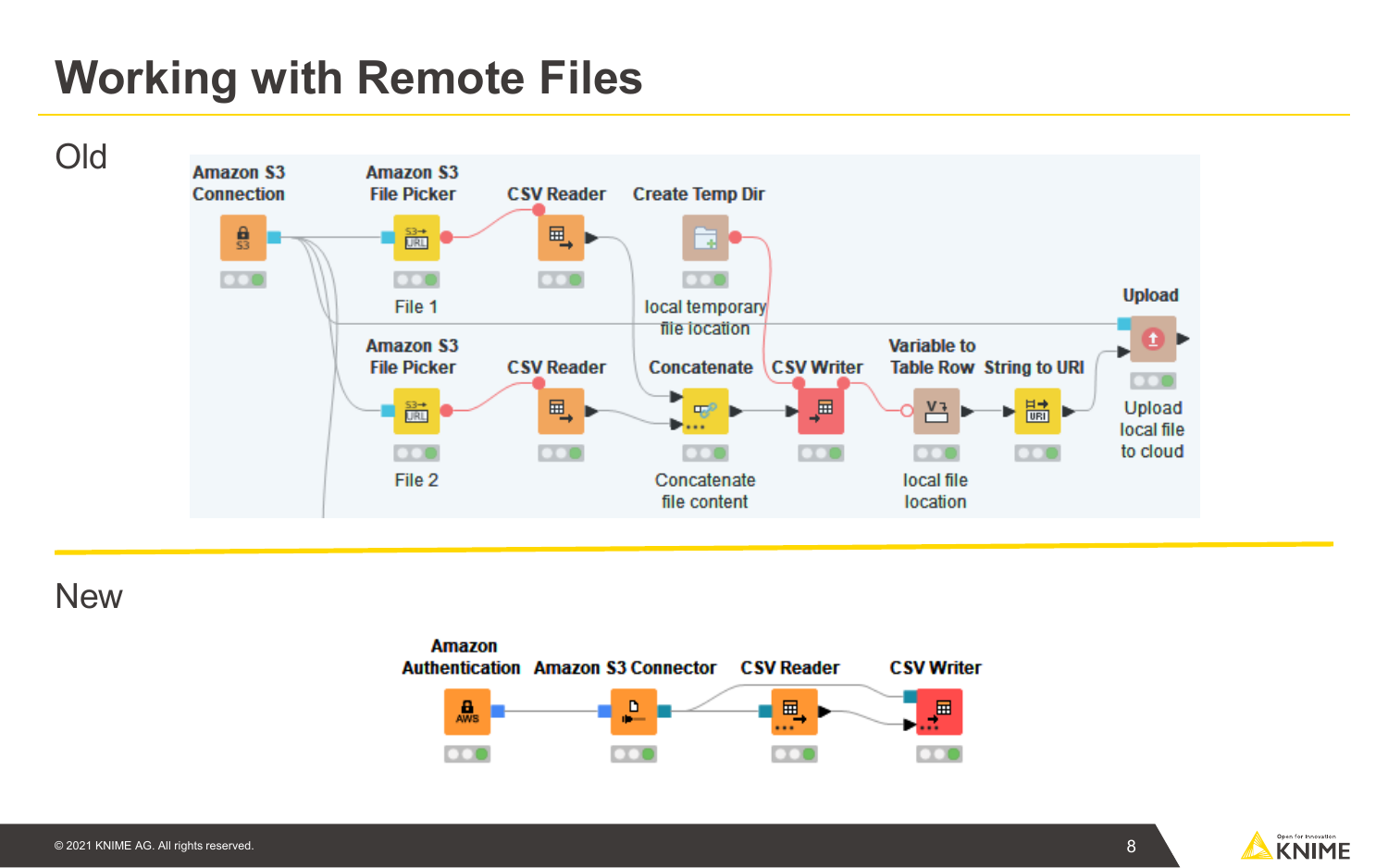# Working with Remote Files

## Old

Amazon S3 Connection

Amazon S3 File Picker — File 1

CSV Reader

Create Temp Dir — local temporary file location

Upload — Upload local file to cloud

Amazon S3 File Picker — File 2

CSV Reader

Concatenate — Concatenate file content

CSV Writer

Variable to Table Row — local file location

String to URI

## New

Amazon Authentication

Amazon S3 Connector

CSV Reader

CSV Writer

© 2021 KNIME AG. All rights reserved.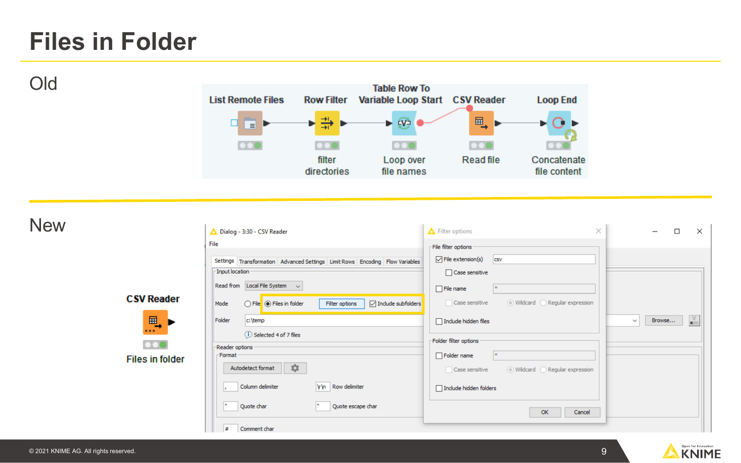# Files in Folder

## Old

List Remote Files → Row Filter (filter directories) → Table Row To Variable Loop Start (Loop over file names) → CSV Reader (Read file) → Loop End (Concatenate file content)

## New

CSV Reader

Files in folder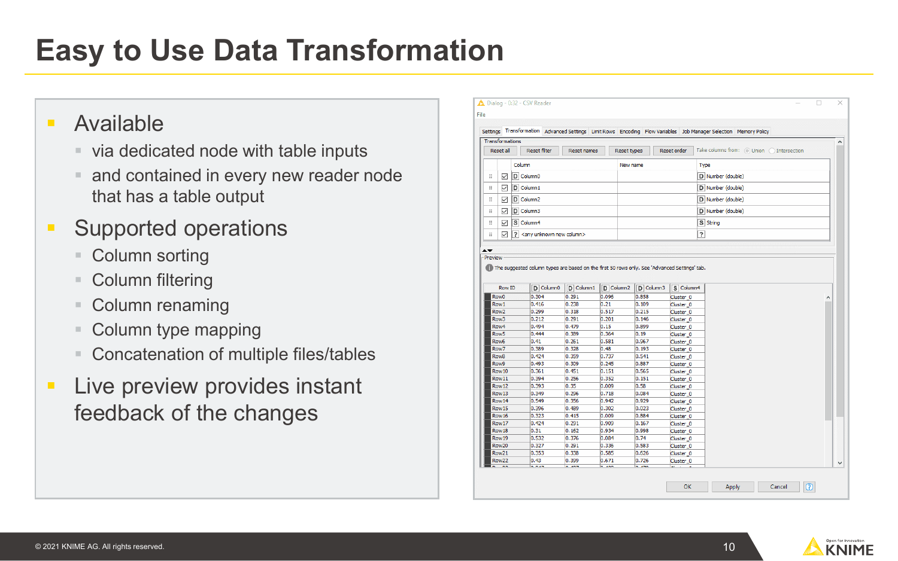# Easy to Use Data Transformation

- Available
  - via dedicated node with table inputs
  - and contained in every new reader node that has a table output
- Supported operations
  - Column sorting
  - Column filtering
  - Column renaming
  - Column type mapping
  - Concatenation of multiple files/tables
- Live preview provides instant feedback of the changes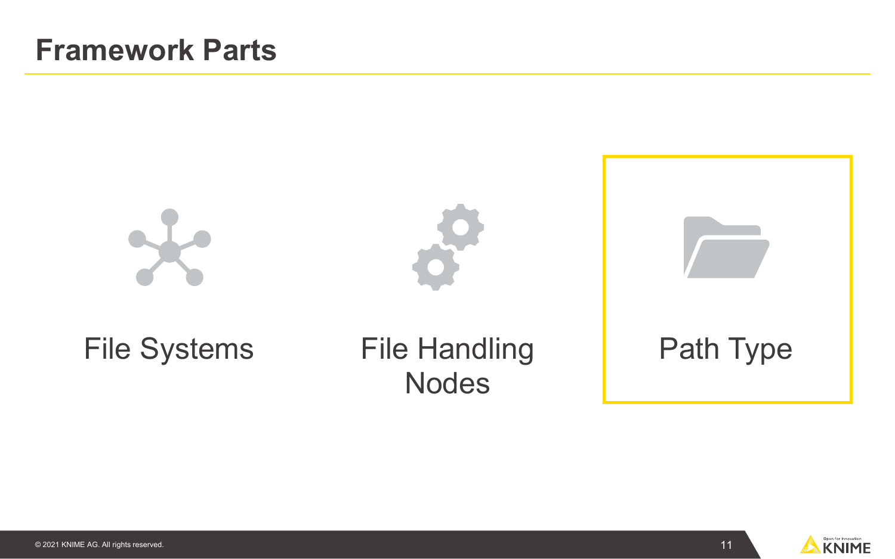# Framework Parts

File Systems

File Handling Nodes

Path Type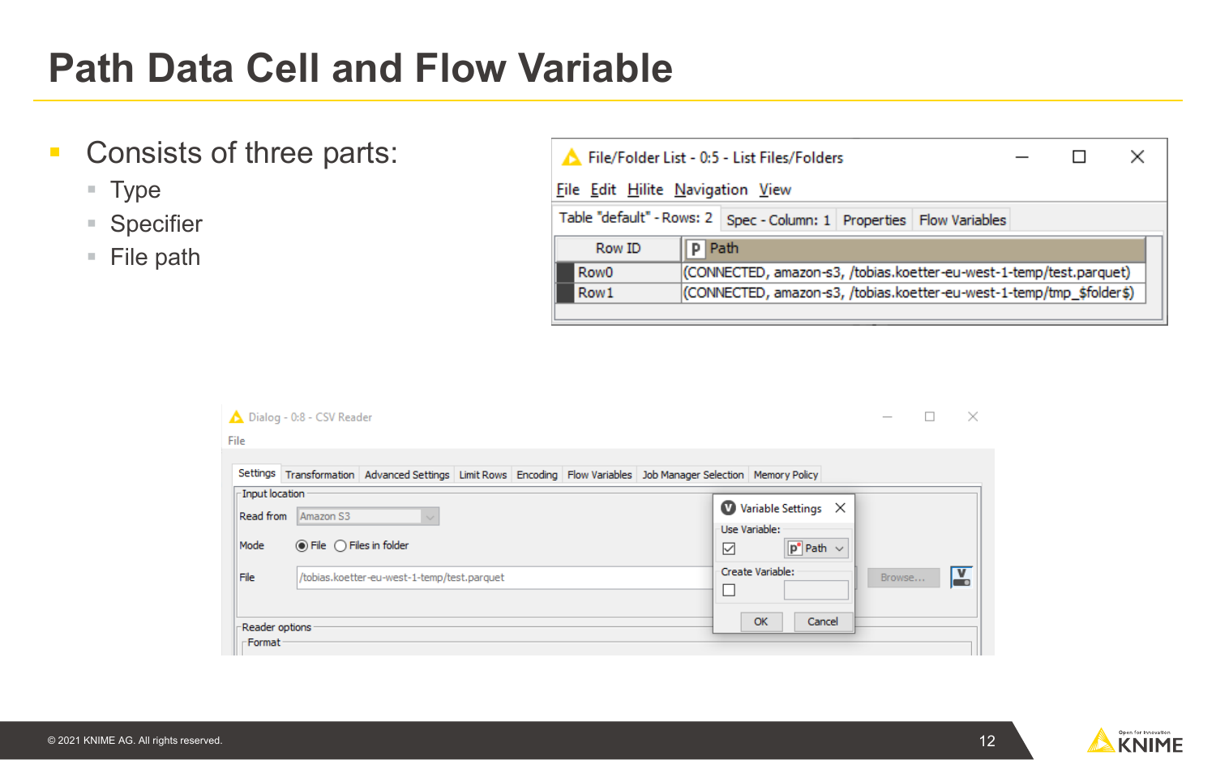# Path Data Cell and Flow Variable

- Consists of three parts:
  - Type
  - Specifier
  - File path

File/Folder List - 0:5 - List Files/Folders

File Edit Hilite Navigation View

Table "default" - Rows: 2 | Spec - Column: 1 | Properties | Flow Variables

| Row ID | Path |
|---|---|
| Row0 | (CONNECTED, amazon-s3, /tobias.koetter-eu-west-1-temp/test.parquet) |
| Row1 | (CONNECTED, amazon-s3, /tobias.koetter-eu-west-1-temp/tmp_$folder$) |

Dialog - 0:8 - CSV Reader

File

Settings | Transformation | Advanced Settings | Limit Rows | Encoding | Flow Variables | Job Manager Selection | Memory Policy

Input location

Read from: Amazon S3

Mode: File / Files in folder

File: /tobias.koetter-eu-west-1-temp/test.parquet

Browse...

Variable Settings

Use Variable: Path

Create Variable:

OK | Cancel

Reader options

Format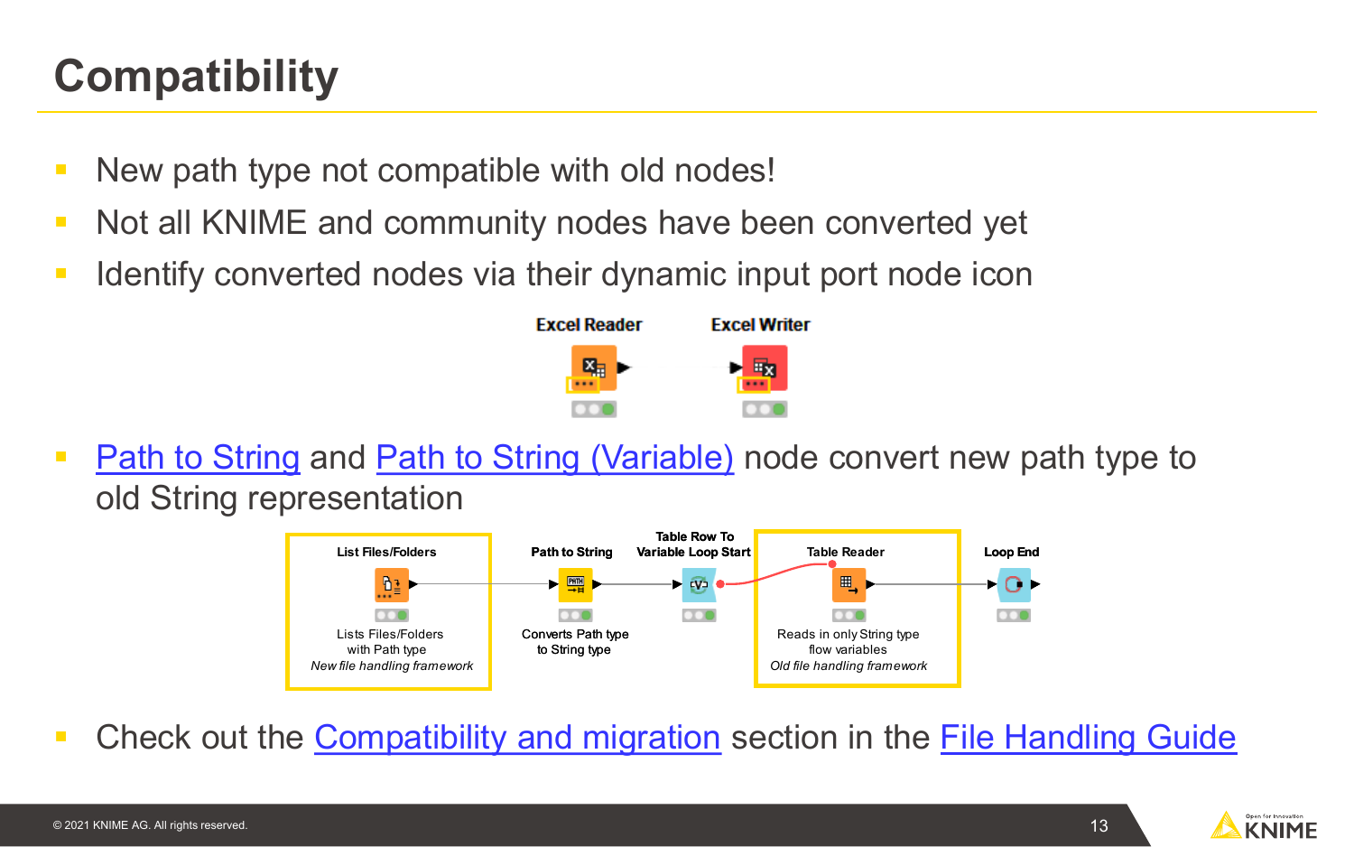# Compatibility

- New path type not compatible with old nodes!
- Not all KNIME and community nodes have been converted yet
- Identify converted nodes via their dynamic input port node icon

Excel Reader

Excel Writer

- Path to String and Path to String (Variable) node convert new path type to old String representation

List Files/Folders — Lists Files/Folders with Path type *New file handling framework*

Path to String — Converts Path type to String type

Table Row To Variable Loop Start

Table Reader — Reads in only String type flow variables *Old file handling framework*

Loop End

- Check out the Compatibility and migration section in the File Handling Guide

© 2021 KNIME AG. All rights reserved.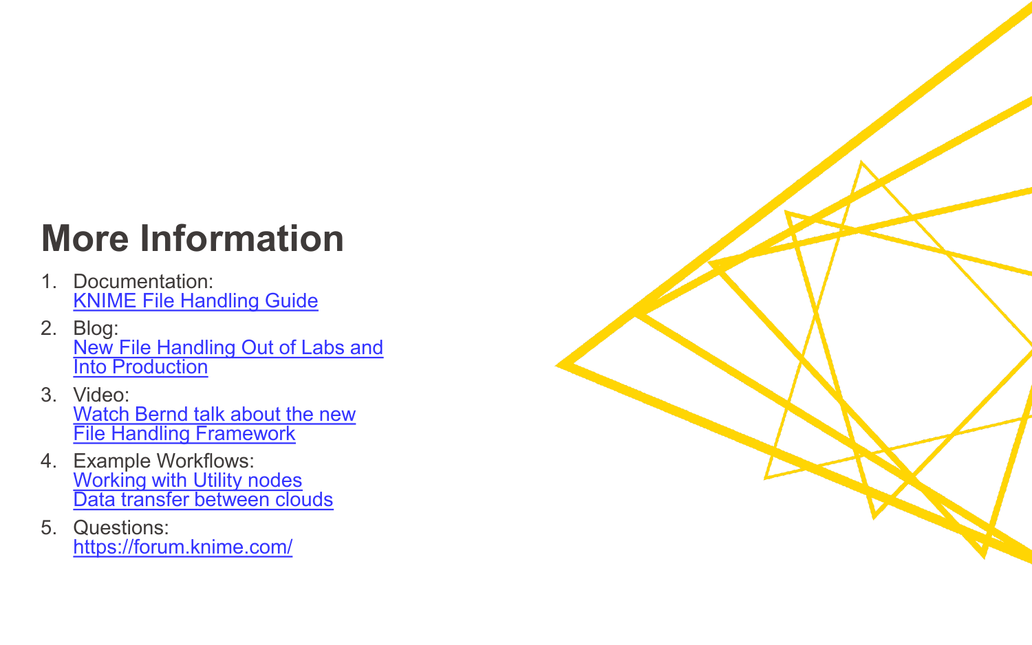# More Information

1. Documentation:
   KNIME File Handling Guide
2. Blog:
   New File Handling Out of Labs and Into Production
3. Video:
   Watch Bernd talk about the new File Handling Framework
4. Example Workflows:
   Working with Utility nodes
   Data transfer between clouds
5. Questions:
   https://forum.knime.com/